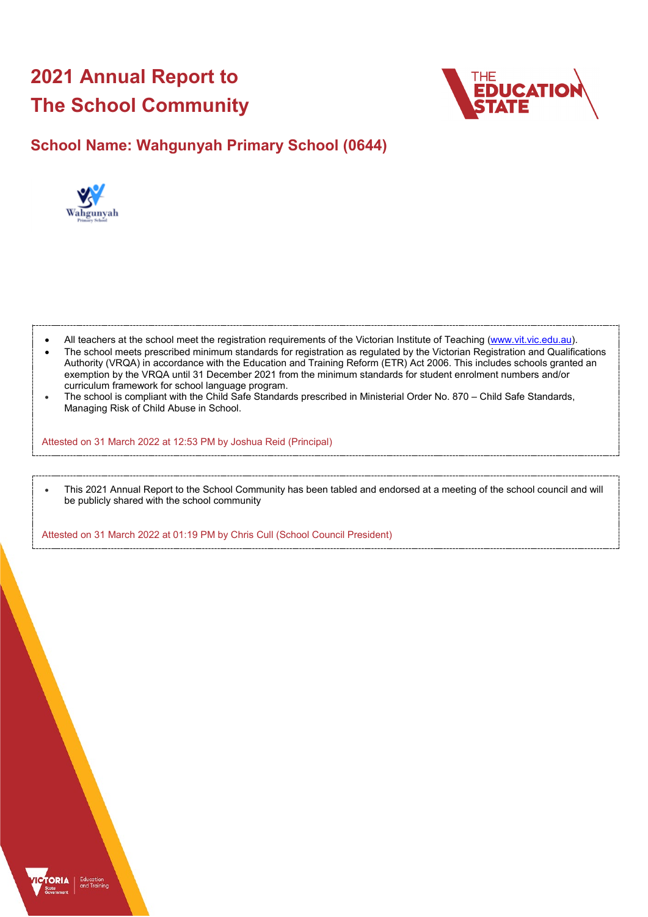# 2021 Annual Report to The School Community

## School Name: Wahgunyah Primary School (0644)

- All teachers at the school meet the registration requirements of the Victorian Institute of Teaching (www.vit.vic.edu.au).
- The school meets prescribed minimum standards for registration as regulated by the Victorian Registration and Qualifications Authority (VRQA) in accordance with the Education and Training Reform (ETR) Act 2006. This includes schools granted an exemption by the VRQA until 31 December 2021 from the minimum standards for student enrolment numbers and/or curriculum framework for school language program.
- The school is compliant with the Child Safe Standards prescribed in Ministerial Order No. 870 – Child Safe Standards, Managing Risk of Child Abuse in School.

Attested on 31 March 2022 at 12:53 PM by Joshua Reid (Principal)

- This 2021 Annual Report to the School Community has been tabled and endorsed at a meeting of the school council and will be publicly shared with the school community

Attested on 31 March 2022 at 01:19 PM by Chris Cull (School Council President)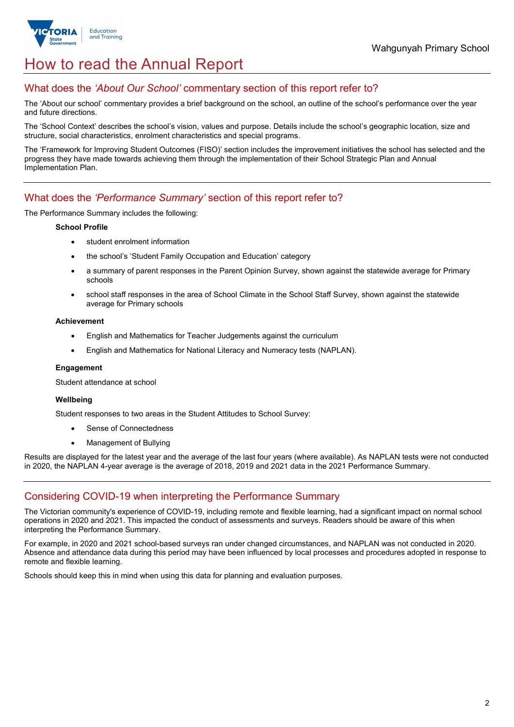# How to read the Annual Report

## What does the *'About Our School'* commentary section of this report refer to?

The 'About our school' commentary provides a brief background on the school, an outline of the school's performance over the year and future directions.

The 'School Context' describes the school's vision, values and purpose. Details include the school's geographic location, size and structure, social characteristics, enrolment characteristics and special programs.

The 'Framework for Improving Student Outcomes (FISO)' section includes the improvement initiatives the school has selected and the progress they have made towards achieving them through the implementation of their School Strategic Plan and Annual Implementation Plan.

## What does the *'Performance Summary'* section of this report refer to?

The Performance Summary includes the following:

**School Profile**

- student enrolment information
- the school's 'Student Family Occupation and Education' category
- a summary of parent responses in the Parent Opinion Survey, shown against the statewide average for Primary schools
- school staff responses in the area of School Climate in the School Staff Survey, shown against the statewide average for Primary schools

**Achievement**

- English and Mathematics for Teacher Judgements against the curriculum
- English and Mathematics for National Literacy and Numeracy tests (NAPLAN).

**Engagement**

Student attendance at school

**Wellbeing**

Student responses to two areas in the Student Attitudes to School Survey:

- Sense of Connectedness
- Management of Bullying

Results are displayed for the latest year and the average of the last four years (where available). As NAPLAN tests were not conducted in 2020, the NAPLAN 4-year average is the average of 2018, 2019 and 2021 data in the 2021 Performance Summary.

## Considering COVID-19 when interpreting the Performance Summary

The Victorian community's experience of COVID-19, including remote and flexible learning, had a significant impact on normal school operations in 2020 and 2021. This impacted the conduct of assessments and surveys. Readers should be aware of this when interpreting the Performance Summary.

For example, in 2020 and 2021 school-based surveys ran under changed circumstances, and NAPLAN was not conducted in 2020. Absence and attendance data during this period may have been influenced by local processes and procedures adopted in response to remote and flexible learning.

Schools should keep this in mind when using this data for planning and evaluation purposes.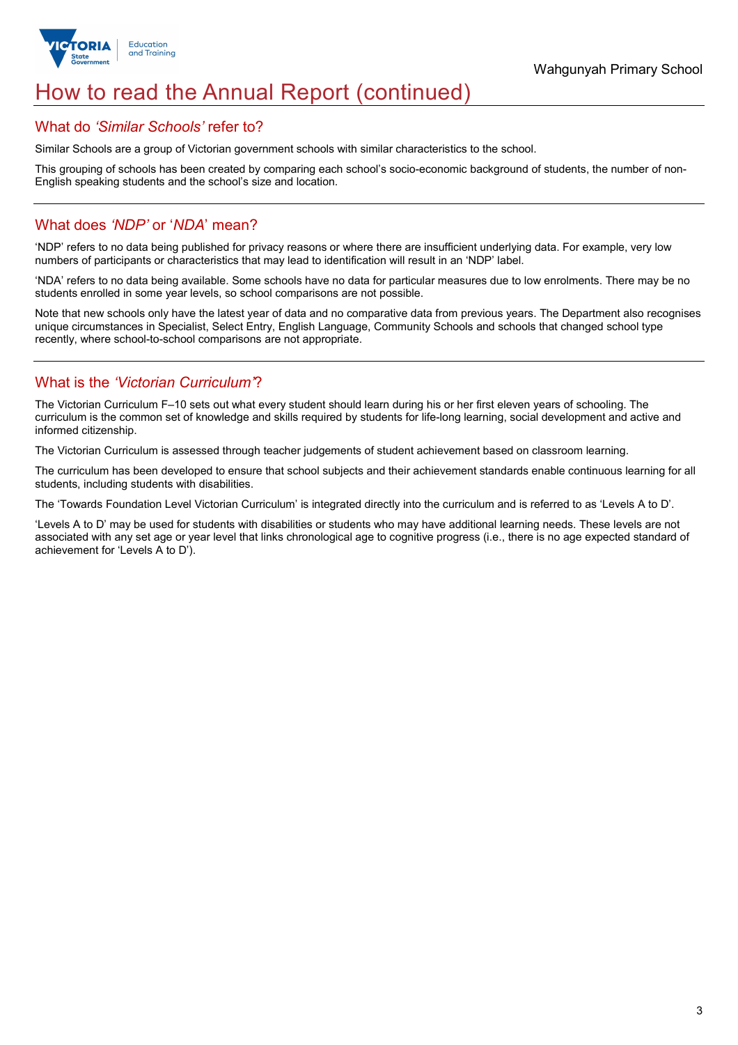# How to read the Annual Report (continued)

## What do *'Similar Schools'* refer to?

Similar Schools are a group of Victorian government schools with similar characteristics to the school.

This grouping of schools has been created by comparing each school's socio-economic background of students, the number of non-English speaking students and the school's size and location.

## What does *'NDP'* or '*NDA*' mean?

'NDP' refers to no data being published for privacy reasons or where there are insufficient underlying data. For example, very low numbers of participants or characteristics that may lead to identification will result in an 'NDP' label.

'NDA' refers to no data being available. Some schools have no data for particular measures due to low enrolments. There may be no students enrolled in some year levels, so school comparisons are not possible.

Note that new schools only have the latest year of data and no comparative data from previous years. The Department also recognises unique circumstances in Specialist, Select Entry, English Language, Community Schools and schools that changed school type recently, where school-to-school comparisons are not appropriate.

## What is the *'Victorian Curriculum'*?

The Victorian Curriculum F–10 sets out what every student should learn during his or her first eleven years of schooling. The curriculum is the common set of knowledge and skills required by students for life-long learning, social development and active and informed citizenship.

The Victorian Curriculum is assessed through teacher judgements of student achievement based on classroom learning.

The curriculum has been developed to ensure that school subjects and their achievement standards enable continuous learning for all students, including students with disabilities.

The 'Towards Foundation Level Victorian Curriculum' is integrated directly into the curriculum and is referred to as 'Levels A to D'.

'Levels A to D' may be used for students with disabilities or students who may have additional learning needs. These levels are not associated with any set age or year level that links chronological age to cognitive progress (i.e., there is no age expected standard of achievement for 'Levels A to D').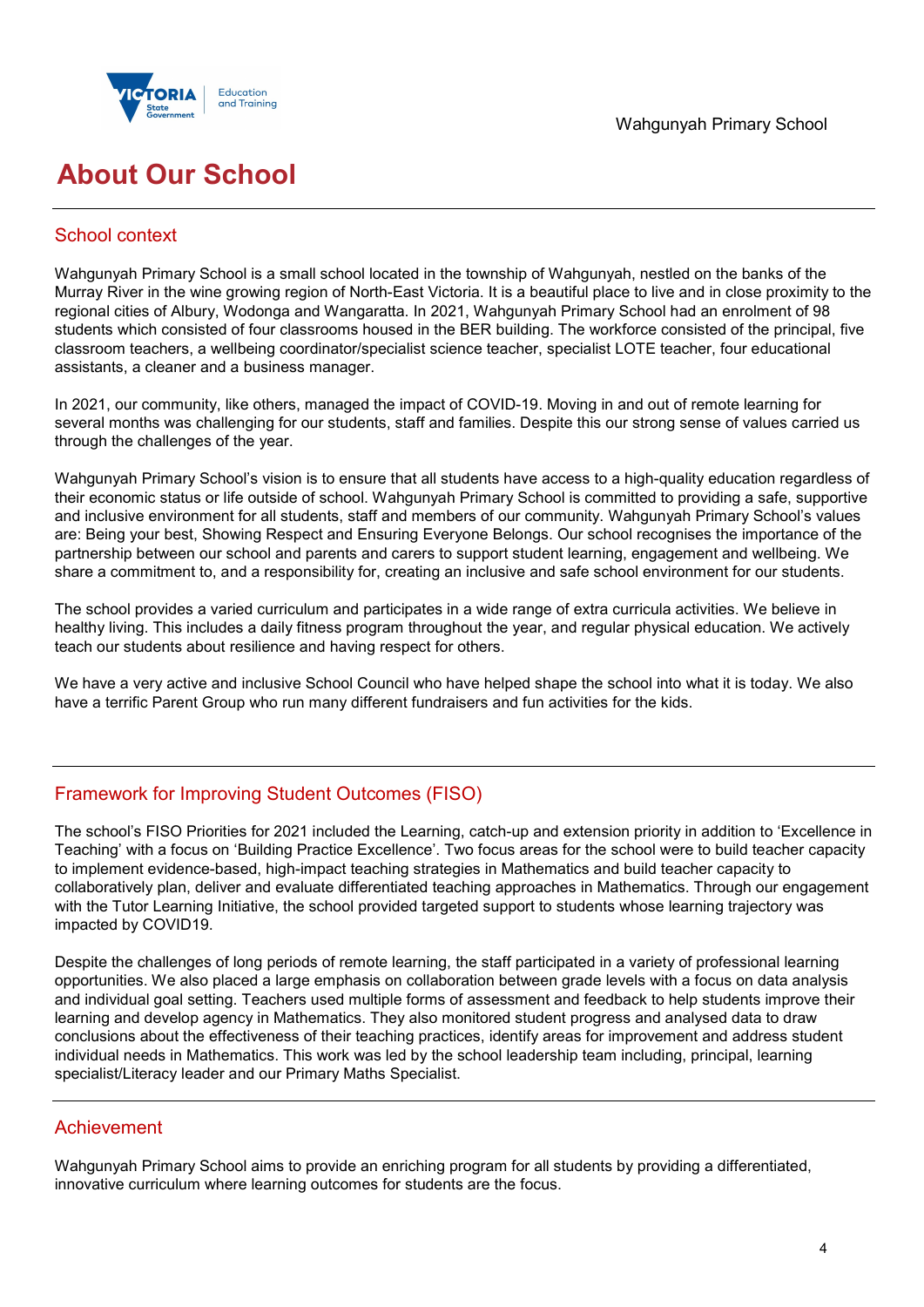# About Our School

## School context

Wahgunyah Primary School is a small school located in the township of Wahgunyah, nestled on the banks of the Murray River in the wine growing region of North-East Victoria. It is a beautiful place to live and in close proximity to the regional cities of Albury, Wodonga and Wangaratta. In 2021, Wahgunyah Primary School had an enrolment of 98 students which consisted of four classrooms housed in the BER building. The workforce consisted of the principal, five classroom teachers, a wellbeing coordinator/specialist science teacher, specialist LOTE teacher, four educational assistants, a cleaner and a business manager.

In 2021, our community, like others, managed the impact of COVID-19. Moving in and out of remote learning for several months was challenging for our students, staff and families. Despite this our strong sense of values carried us through the challenges of the year.

Wahgunyah Primary School's vision is to ensure that all students have access to a high-quality education regardless of their economic status or life outside of school. Wahgunyah Primary School is committed to providing a safe, supportive and inclusive environment for all students, staff and members of our community. Wahgunyah Primary School's values are: Being your best, Showing Respect and Ensuring Everyone Belongs. Our school recognises the importance of the partnership between our school and parents and carers to support student learning, engagement and wellbeing. We share a commitment to, and a responsibility for, creating an inclusive and safe school environment for our students.

The school provides a varied curriculum and participates in a wide range of extra curricula activities. We believe in healthy living. This includes a daily fitness program throughout the year, and regular physical education. We actively teach our students about resilience and having respect for others.

We have a very active and inclusive School Council who have helped shape the school into what it is today. We also have a terrific Parent Group who run many different fundraisers and fun activities for the kids.

## Framework for Improving Student Outcomes (FISO)

The school's FISO Priorities for 2021 included the Learning, catch-up and extension priority in addition to 'Excellence in Teaching' with a focus on 'Building Practice Excellence'. Two focus areas for the school were to build teacher capacity to implement evidence-based, high-impact teaching strategies in Mathematics and build teacher capacity to collaboratively plan, deliver and evaluate differentiated teaching approaches in Mathematics. Through our engagement with the Tutor Learning Initiative, the school provided targeted support to students whose learning trajectory was impacted by COVID19.

Despite the challenges of long periods of remote learning, the staff participated in a variety of professional learning opportunities. We also placed a large emphasis on collaboration between grade levels with a focus on data analysis and individual goal setting. Teachers used multiple forms of assessment and feedback to help students improve their learning and develop agency in Mathematics. They also monitored student progress and analysed data to draw conclusions about the effectiveness of their teaching practices, identify areas for improvement and address student individual needs in Mathematics. This work was led by the school leadership team including, principal, learning specialist/Literacy leader and our Primary Maths Specialist.

## Achievement

Wahgunyah Primary School aims to provide an enriching program for all students by providing a differentiated, innovative curriculum where learning outcomes for students are the focus.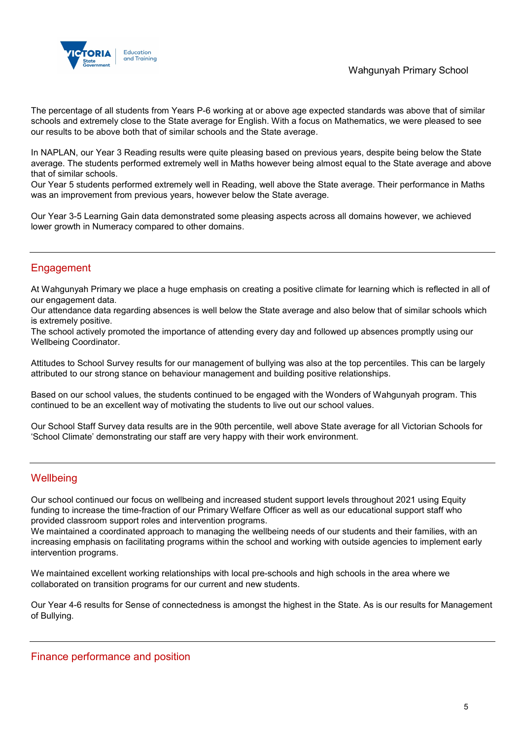The percentage of all students from Years P-6 working at or above age expected standards was above that of similar schools and extremely close to the State average for English. With a focus on Mathematics, we were pleased to see our results to be above both that of similar schools and the State average.

In NAPLAN, our Year 3 Reading results were quite pleasing based on previous years, despite being below the State average. The students performed extremely well in Maths however being almost equal to the State average and above that of similar schools.
Our Year 5 students performed extremely well in Reading, well above the State average. Their performance in Maths was an improvement from previous years, however below the State average.

Our Year 3-5 Learning Gain data demonstrated some pleasing aspects across all domains however, we achieved lower growth in Numeracy compared to other domains.

## Engagement

At Wahgunyah Primary we place a huge emphasis on creating a positive climate for learning which is reflected in all of our engagement data.
Our attendance data regarding absences is well below the State average and also below that of similar schools which is extremely positive.
The school actively promoted the importance of attending every day and followed up absences promptly using our Wellbeing Coordinator.

Attitudes to School Survey results for our management of bullying was also at the top percentiles. This can be largely attributed to our strong stance on behaviour management and building positive relationships.

Based on our school values, the students continued to be engaged with the Wonders of Wahgunyah program. This continued to be an excellent way of motivating the students to live out our school values.

Our School Staff Survey data results are in the 90th percentile, well above State average for all Victorian Schools for 'School Climate' demonstrating our staff are very happy with their work environment.

## Wellbeing

Our school continued our focus on wellbeing and increased student support levels throughout 2021 using Equity funding to increase the time-fraction of our Primary Welfare Officer as well as our educational support staff who provided classroom support roles and intervention programs.
We maintained a coordinated approach to managing the wellbeing needs of our students and their families, with an increasing emphasis on facilitating programs within the school and working with outside agencies to implement early intervention programs.

We maintained excellent working relationships with local pre-schools and high schools in the area where we collaborated on transition programs for our current and new students.

Our Year 4-6 results for Sense of connectedness is amongst the highest in the State. As is our results for Management of Bullying.

## Finance performance and position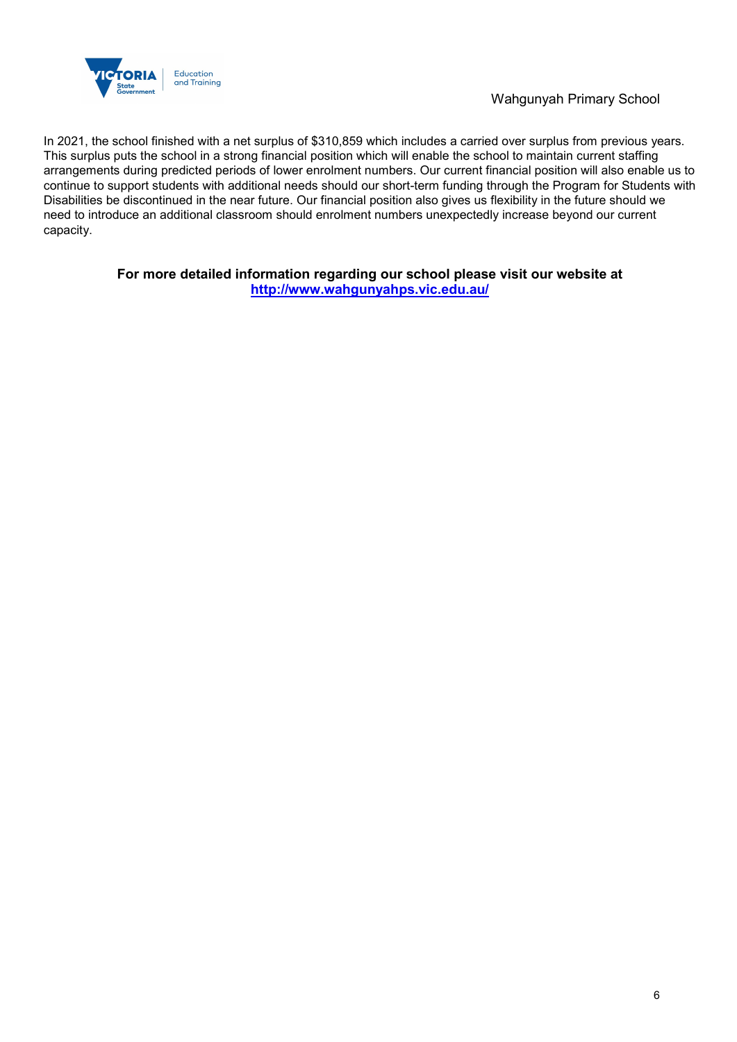In 2021, the school finished with a net surplus of $310,859 which includes a carried over surplus from previous years. This surplus puts the school in a strong financial position which will enable the school to maintain current staffing arrangements during predicted periods of lower enrolment numbers. Our current financial position will also enable us to continue to support students with additional needs should our short-term funding through the Program for Students with Disabilities be discontinued in the near future. Our financial position also gives us flexibility in the future should we need to introduce an additional classroom should enrolment numbers unexpectedly increase beyond our current capacity.

**For more detailed information regarding our school please visit our website at [http://www.wahgunyahps.vic.edu.au/](http://www.wahgunyahps.vic.edu.au/)**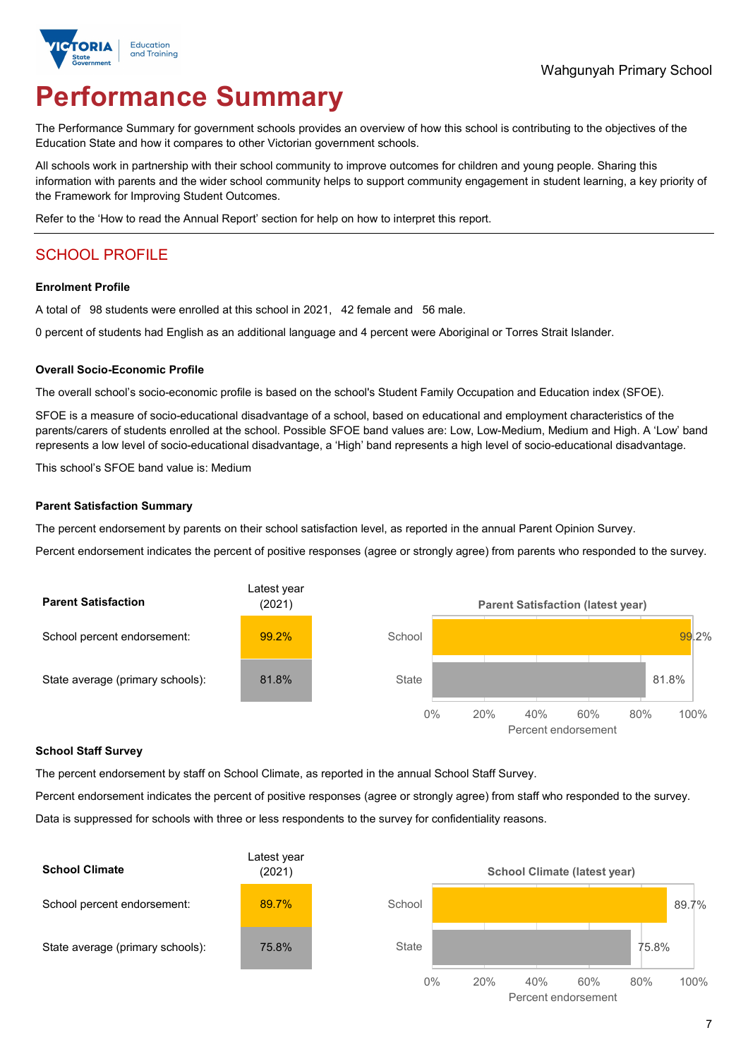Wahgunyah Primary School

# Performance Summary

The Performance Summary for government schools provides an overview of how this school is contributing to the objectives of the Education State and how it compares to other Victorian government schools.

All schools work in partnership with their school community to improve outcomes for children and young people. Sharing this information with parents and the wider school community helps to support community engagement in student learning, a key priority of the Framework for Improving Student Outcomes.

Refer to the 'How to read the Annual Report' section for help on how to interpret this report.

## SCHOOL PROFILE

### Enrolment Profile

A total of 98 students were enrolled at this school in 2021, 42 female and 56 male.

0 percent of students had English as an additional language and 4 percent were Aboriginal or Torres Strait Islander.

### Overall Socio-Economic Profile

The overall school's socio-economic profile is based on the school's Student Family Occupation and Education index (SFOE).

SFOE is a measure of socio-educational disadvantage of a school, based on educational and employment characteristics of the parents/carers of students enrolled at the school. Possible SFOE band values are: Low, Low-Medium, Medium and High. A 'Low' band represents a low level of socio-educational disadvantage, a 'High' band represents a high level of socio-educational disadvantage.

This school's SFOE band value is: Medium

### Parent Satisfaction Summary

The percent endorsement by parents on their school satisfaction level, as reported in the annual Parent Opinion Survey.

Percent endorsement indicates the percent of positive responses (agree or strongly agree) from parents who responded to the survey.

| Parent Satisfaction | Latest year (2021) |
|---|---|
| School percent endorsement: | 99.2% |
| State average (primary schools): | 81.8% |

Parent Satisfaction (latest year)

| | Percent endorsement |
|---|---|
| School | 99.2% |
| State | 81.8% |

### School Staff Survey

The percent endorsement by staff on School Climate, as reported in the annual School Staff Survey.

Percent endorsement indicates the percent of positive responses (agree or strongly agree) from staff who responded to the survey.

Data is suppressed for schools with three or less respondents to the survey for confidentiality reasons.

| School Climate | Latest year (2021) |
|---|---|
| School percent endorsement: | 89.7% |
| State average (primary schools): | 75.8% |

School Climate (latest year)

| | Percent endorsement |
|---|---|
| School | 89.7% |
| State | 75.8% |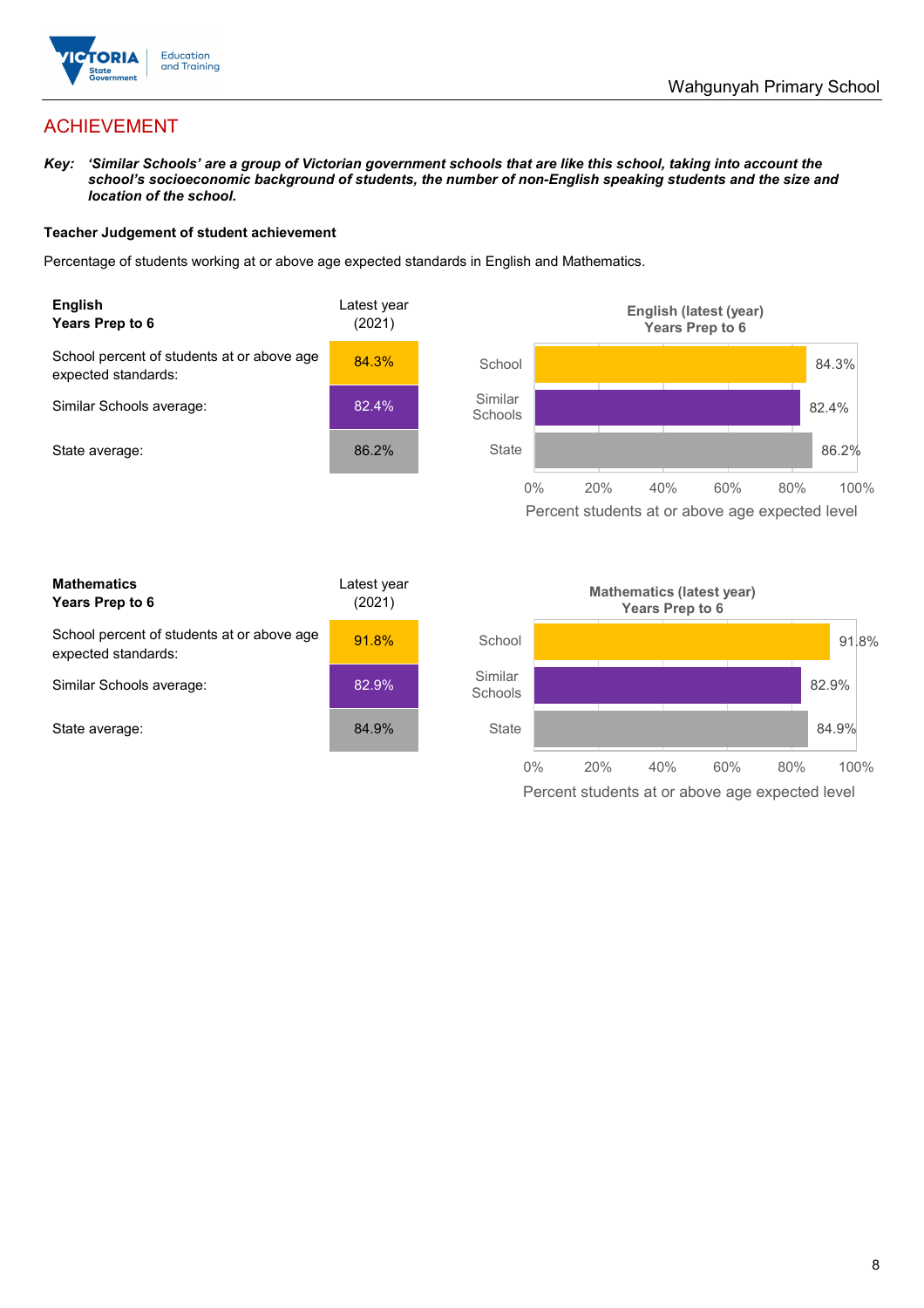# ACHIEVEMENT

***Key:*** ***'Similar Schools' are a group of Victorian government schools that are like this school, taking into account the school's socioeconomic background of students, the number of non-English speaking students and the size and location of the school.***

**Teacher Judgement of student achievement**

Percentage of students working at or above age expected standards in English and Mathematics.

| **English** **Years Prep to 6** | Latest year (2021) |
|---|---|
| School percent of students at or above age expected standards: | 84.3% |
| Similar Schools average: | 82.4% |
| State average: | 86.2% |

| **Mathematics** **Years Prep to 6** | Latest year (2021) |
|---|---|
| School percent of students at or above age expected standards: | 91.8% |
| Similar Schools average: | 82.9% |
| State average: | 84.9% |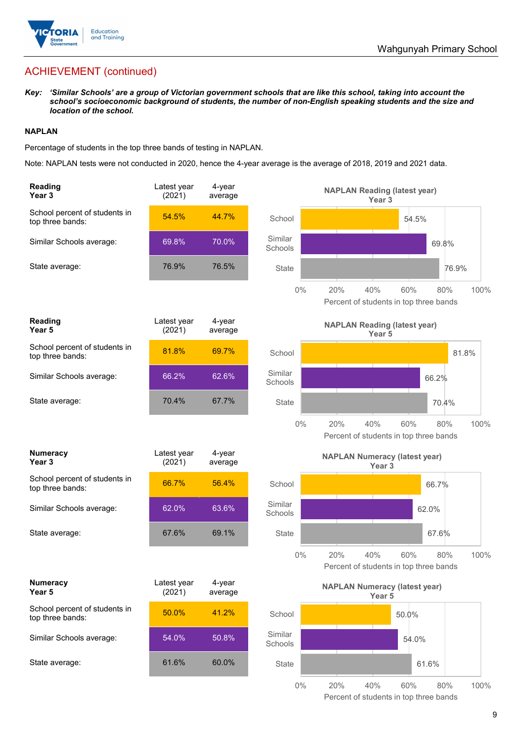## ACHIEVEMENT (continued)

***Key:** 'Similar Schools' are a group of Victorian government schools that are like this school, taking into account the school's socioeconomic background of students, the number of non-English speaking students and the size and location of the school.*

**NAPLAN**

Percentage of students in the top three bands of testing in NAPLAN.

Note: NAPLAN tests were not conducted in 2020, hence the 4-year average is the average of 2018, 2019 and 2021 data.

| **Reading Year 3** | Latest year (2021) | 4-year average |
|---|---|---|
| School percent of students in top three bands: | 54.5% | 44.7% |
| Similar Schools average: | 69.8% | 70.0% |
| State average: | 76.9% | 76.5% |

**NAPLAN Reading (latest year) Year 3**

| | Percent of students in top three bands |
|---|---|
| School | 54.5% |
| Similar Schools | 69.8% |
| State | 76.9% |

| **Reading Year 5** | Latest year (2021) | 4-year average |
|---|---|---|
| School percent of students in top three bands: | 81.8% | 69.7% |
| Similar Schools average: | 66.2% | 62.6% |
| State average: | 70.4% | 67.7% |

**NAPLAN Reading (latest year) Year 5**

| | Percent of students in top three bands |
|---|---|
| School | 81.8% |
| Similar Schools | 66.2% |
| State | 70.4% |

| **Numeracy Year 3** | Latest year (2021) | 4-year average |
|---|---|---|
| School percent of students in top three bands: | 66.7% | 56.4% |
| Similar Schools average: | 62.0% | 63.6% |
| State average: | 67.6% | 69.1% |

**NAPLAN Numeracy (latest year) Year 3**

| | Percent of students in top three bands |
|---|---|
| School | 66.7% |
| Similar Schools | 62.0% |
| State | 67.6% |

| **Numeracy Year 5** | Latest year (2021) | 4-year average |
|---|---|---|
| School percent of students in top three bands: | 50.0% | 41.2% |
| Similar Schools average: | 54.0% | 50.8% |
| State average: | 61.6% | 60.0% |

**NAPLAN Numeracy (latest year) Year 5**

| | Percent of students in top three bands |
|---|---|
| School | 50.0% |
| Similar Schools | 54.0% |
| State | 61.6% |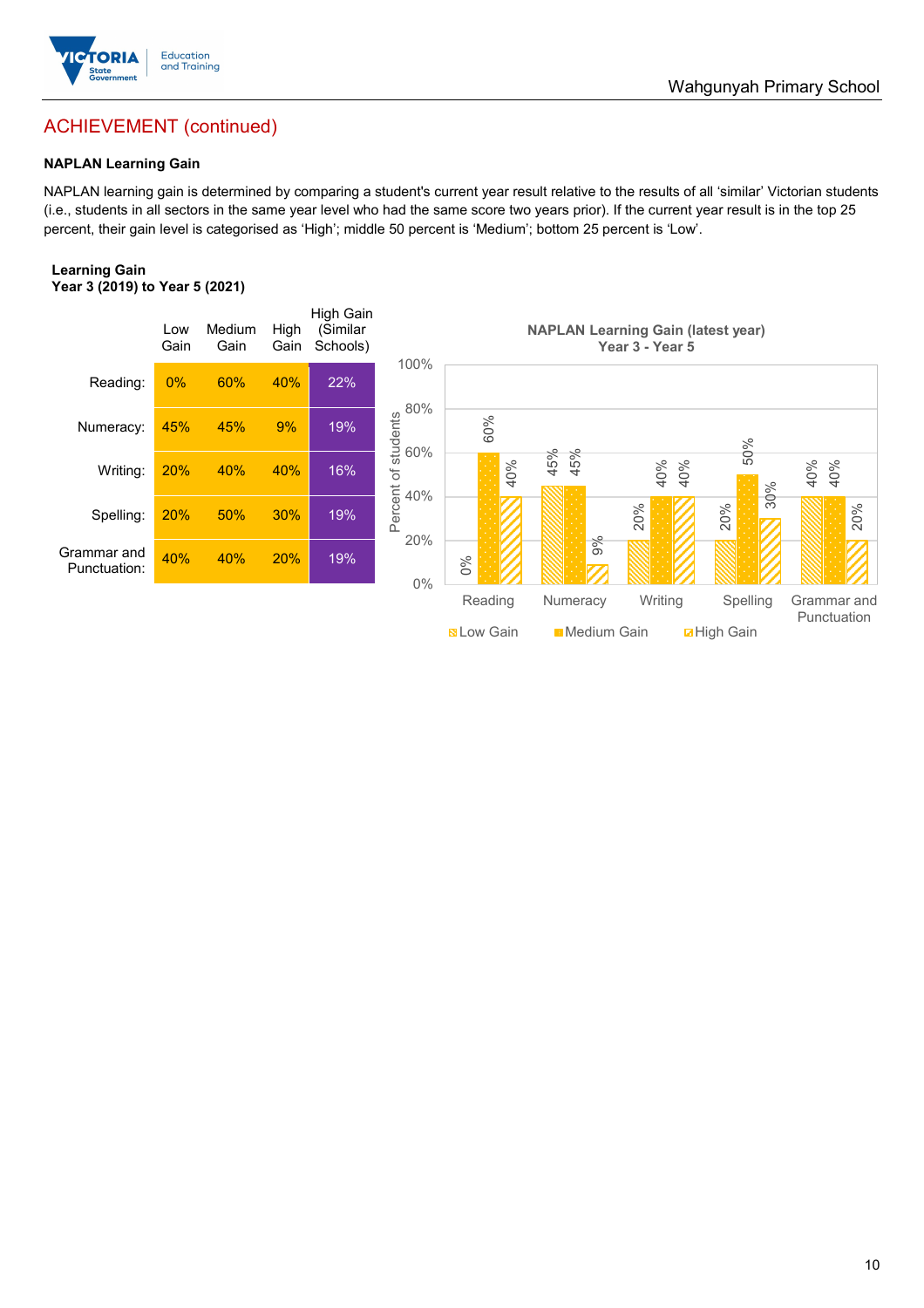## ACHIEVEMENT (continued)

**NAPLAN Learning Gain**

NAPLAN learning gain is determined by comparing a student's current year result relative to the results of all 'similar' Victorian students (i.e., students in all sectors in the same year level who had the same score two years prior). If the current year result is in the top 25 percent, their gain level is categorised as 'High'; middle 50 percent is 'Medium'; bottom 25 percent is 'Low'.

**Learning Gain**
**Year 3 (2019) to Year 5 (2021)**

| | Low Gain | Medium Gain | High Gain | High Gain (Similar Schools) |
|---|---|---|---|---|
| Reading: | 0% | 60% | 40% | 22% |
| Numeracy: | 45% | 45% | 9% | 19% |
| Writing: | 20% | 40% | 40% | 16% |
| Spelling: | 20% | 50% | 30% | 19% |
| Grammar and Punctuation: | 40% | 40% | 20% | 19% |

**NAPLAN Learning Gain (latest year)**
**Year 3 - Year 5**

| | Low Gain | Medium Gain | High Gain |
|---|---|---|---|
| Reading | 0% | 60% | 40% |
| Numeracy | 45% | 45% | 9% |
| Writing | 20% | 40% | 40% |
| Spelling | 20% | 50% | 30% |
| Grammar and Punctuation | 40% | 40% | 20% |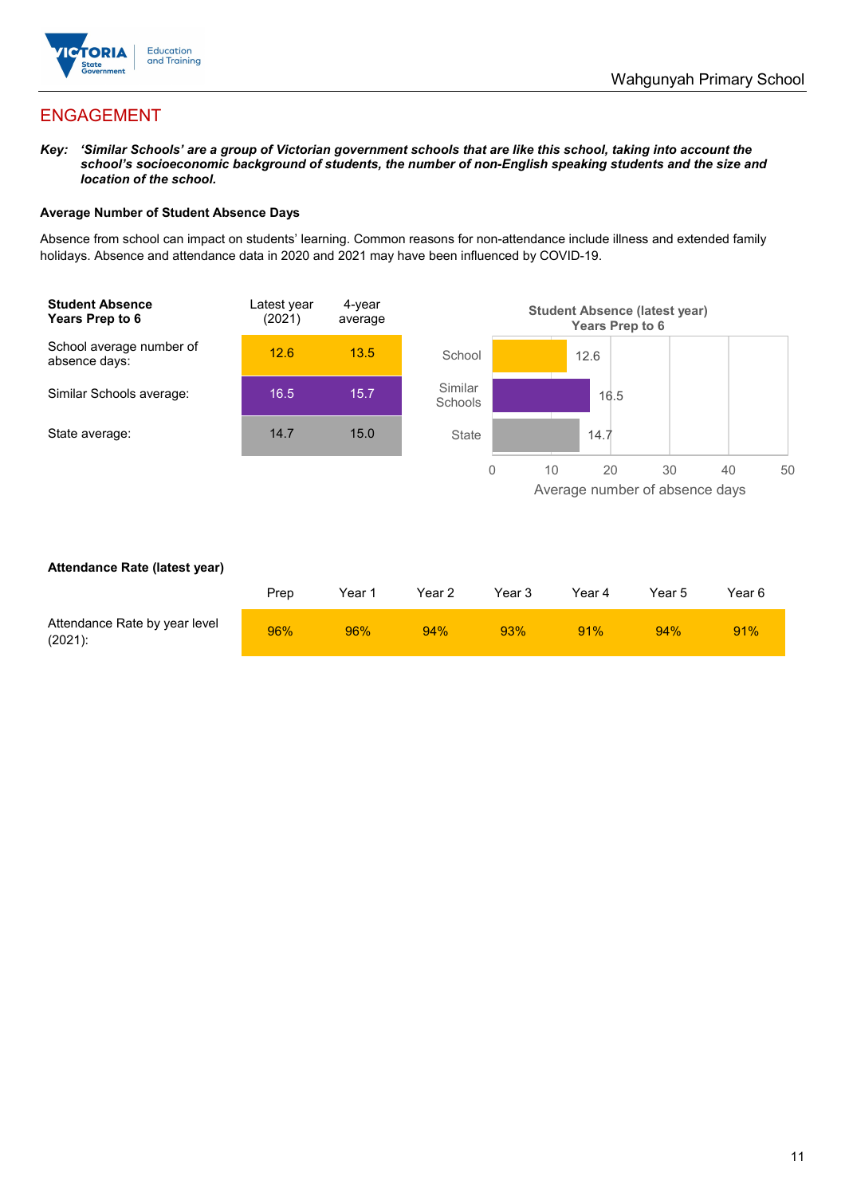## ENGAGEMENT

***Key:*** ***'Similar Schools' are a group of Victorian government schools that are like this school, taking into account the school's socioeconomic background of students, the number of non-English speaking students and the size and location of the school.***

**Average Number of Student Absence Days**

Absence from school can impact on students' learning. Common reasons for non-attendance include illness and extended family holidays. Absence and attendance data in 2020 and 2021 may have been influenced by COVID-19.

| **Student Absence Years Prep to 6** | Latest year (2021) | 4-year average |
|---|---|---|
| School average number of absence days: | 12.6 | 13.5 |
| Similar Schools average: | 16.5 | 15.7 |
| State average: | 14.7 | 15.0 |

**Student Absence (latest year) Years Prep to 6**

| | Average number of absence days |
|---|---|
| School | 12.6 |
| Similar Schools | 16.5 |
| State | 14.7 |

**Attendance Rate (latest year)**

| | Prep | Year 1 | Year 2 | Year 3 | Year 4 | Year 5 | Year 6 |
|---|---|---|---|---|---|---|---|
| Attendance Rate by year level (2021): | 96% | 96% | 94% | 93% | 91% | 94% | 91% |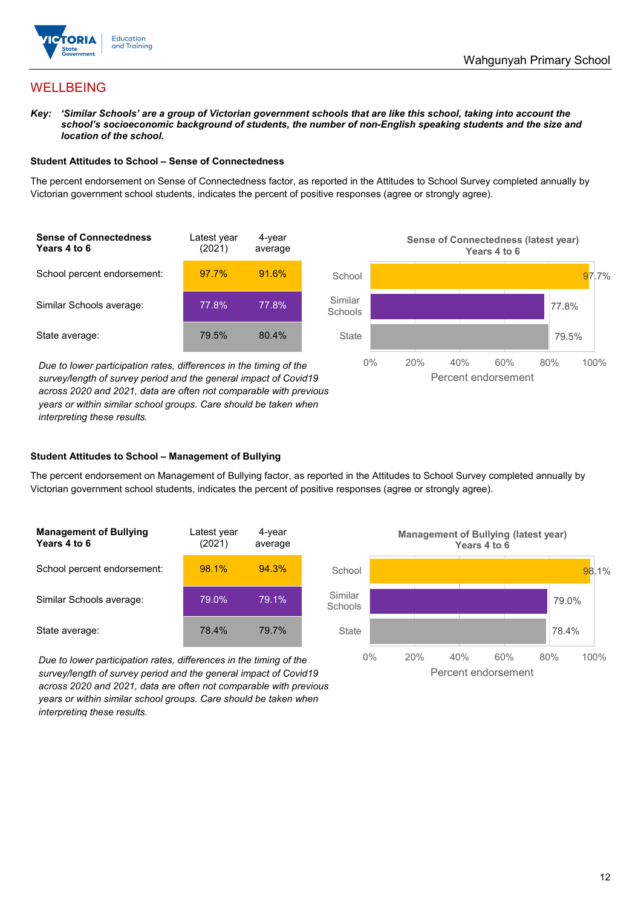# WELLBEING

***Key:*** ***'Similar Schools' are a group of Victorian government schools that are like this school, taking into account the school's socioeconomic background of students, the number of non-English speaking students and the size and location of the school.***

### Student Attitudes to School – Sense of Connectedness

The percent endorsement on Sense of Connectedness factor, as reported in the Attitudes to School Survey completed annually by Victorian government school students, indicates the percent of positive responses (agree or strongly agree).

| Sense of Connectedness Years 4 to 6 | Latest year (2021) | 4-year average |
|---|---|---|
| School percent endorsement: | 97.7% | 91.6% |
| Similar Schools average: | 77.8% | 77.8% |
| State average: | 79.5% | 80.4% |

*Due to lower participation rates, differences in the timing of the survey/length of survey period and the general impact of Covid19 across 2020 and 2021, data are often not comparable with previous years or within similar school groups. Care should be taken when interpreting these results.*

**Sense of Connectedness (latest year) Years 4 to 6**

| | Percent endorsement |
|---|---|
| School | 97.7% |
| Similar Schools | 77.8% |
| State | 79.5% |

### Student Attitudes to School – Management of Bullying

The percent endorsement on Management of Bullying factor, as reported in the Attitudes to School Survey completed annually by Victorian government school students, indicates the percent of positive responses (agree or strongly agree).

| Management of Bullying Years 4 to 6 | Latest year (2021) | 4-year average |
|---|---|---|
| School percent endorsement: | 98.1% | 94.3% |
| Similar Schools average: | 79.0% | 79.1% |
| State average: | 78.4% | 79.7% |

*Due to lower participation rates, differences in the timing of the survey/length of survey period and the general impact of Covid19 across 2020 and 2021, data are often not comparable with previous years or within similar school groups. Care should be taken when interpreting these results.*

**Management of Bullying (latest year) Years 4 to 6**

| | Percent endorsement |
|---|---|
| School | 98.1% |
| Similar Schools | 79.0% |
| State | 78.4% |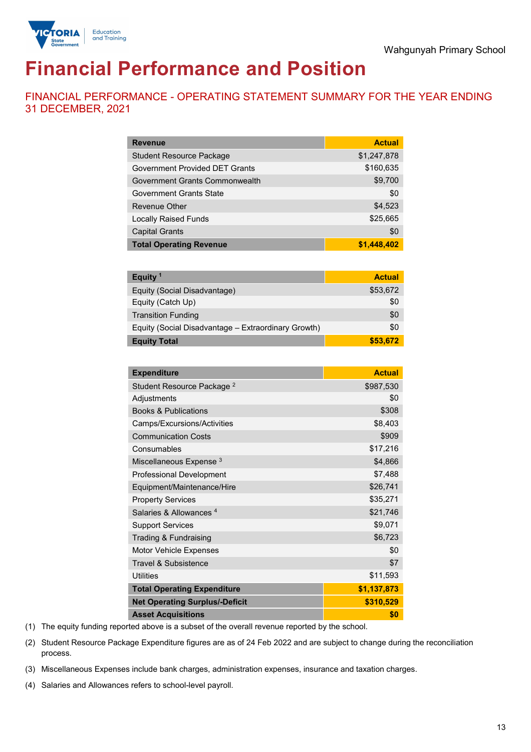Wahgunyah Primary School

# Financial Performance and Position

## FINANCIAL PERFORMANCE - OPERATING STATEMENT SUMMARY FOR THE YEAR ENDING 31 DECEMBER, 2021

| Revenue | Actual |
|---|---|
| Student Resource Package | $1,247,878 |
| Government Provided DET Grants | $160,635 |
| Government Grants Commonwealth | $9,700 |
| Government Grants State | $0 |
| Revenue Other | $4,523 |
| Locally Raised Funds | $25,665 |
| Capital Grants | $0 |
| **Total Operating Revenue** | **$1,448,402** |

| Equity [1] | Actual |
|---|---|
| Equity (Social Disadvantage) | $53,672 |
| Equity (Catch Up) | $0 |
| Transition Funding | $0 |
| Equity (Social Disadvantage – Extraordinary Growth) | $0 |
| **Equity Total** | **$53,672** |

| Expenditure | Actual |
|---|---|
| Student Resource Package [2] | $987,530 |
| Adjustments | $0 |
| Books & Publications | $308 |
| Camps/Excursions/Activities | $8,403 |
| Communication Costs | $909 |
| Consumables | $17,216 |
| Miscellaneous Expense [3] | $4,866 |
| Professional Development | $7,488 |
| Equipment/Maintenance/Hire | $26,741 |
| Property Services | $35,271 |
| Salaries & Allowances [4] | $21,746 |
| Support Services | $9,071 |
| Trading & Fundraising | $6,723 |
| Motor Vehicle Expenses | $0 |
| Travel & Subsistence | $7 |
| Utilities | $11,593 |
| **Total Operating Expenditure** | **$1,137,873** |
| **Net Operating Surplus/-Deficit** | **$310,529** |
| **Asset Acquisitions** | **$0** |

(1) The equity funding reported above is a subset of the overall revenue reported by the school.

(2) Student Resource Package Expenditure figures are as of 24 Feb 2022 and are subject to change during the reconciliation process.

(3) Miscellaneous Expenses include bank charges, administration expenses, insurance and taxation charges.

(4) Salaries and Allowances refers to school-level payroll.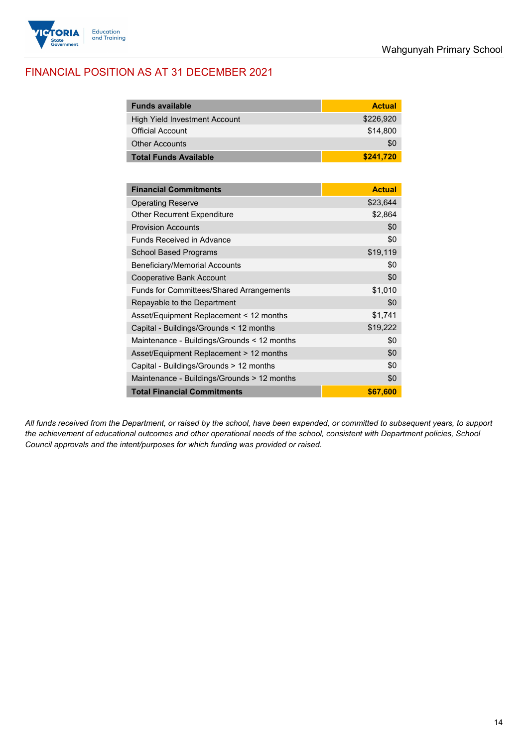# FINANCIAL POSITION AS AT 31 DECEMBER 2021

| Funds available | Actual |
|---|---|
| High Yield Investment Account | $226,920 |
| Official Account | $14,800 |
| Other Accounts | $0 |
| **Total Funds Available** | **$241,720** |

| Financial Commitments | Actual |
|---|---|
| Operating Reserve | $23,644 |
| Other Recurrent Expenditure | $2,864 |
| Provision Accounts | $0 |
| Funds Received in Advance | $0 |
| School Based Programs | $19,119 |
| Beneficiary/Memorial Accounts | $0 |
| Cooperative Bank Account | $0 |
| Funds for Committees/Shared Arrangements | $1,010 |
| Repayable to the Department | $0 |
| Asset/Equipment Replacement < 12 months | $1,741 |
| Capital - Buildings/Grounds < 12 months | $19,222 |
| Maintenance - Buildings/Grounds < 12 months | $0 |
| Asset/Equipment Replacement > 12 months | $0 |
| Capital - Buildings/Grounds > 12 months | $0 |
| Maintenance - Buildings/Grounds > 12 months | $0 |
| **Total Financial Commitments** | **$67,600** |

*All funds received from the Department, or raised by the school, have been expended, or committed to subsequent years, to support the achievement of educational outcomes and other operational needs of the school, consistent with Department policies, School Council approvals and the intent/purposes for which funding was provided or raised.*